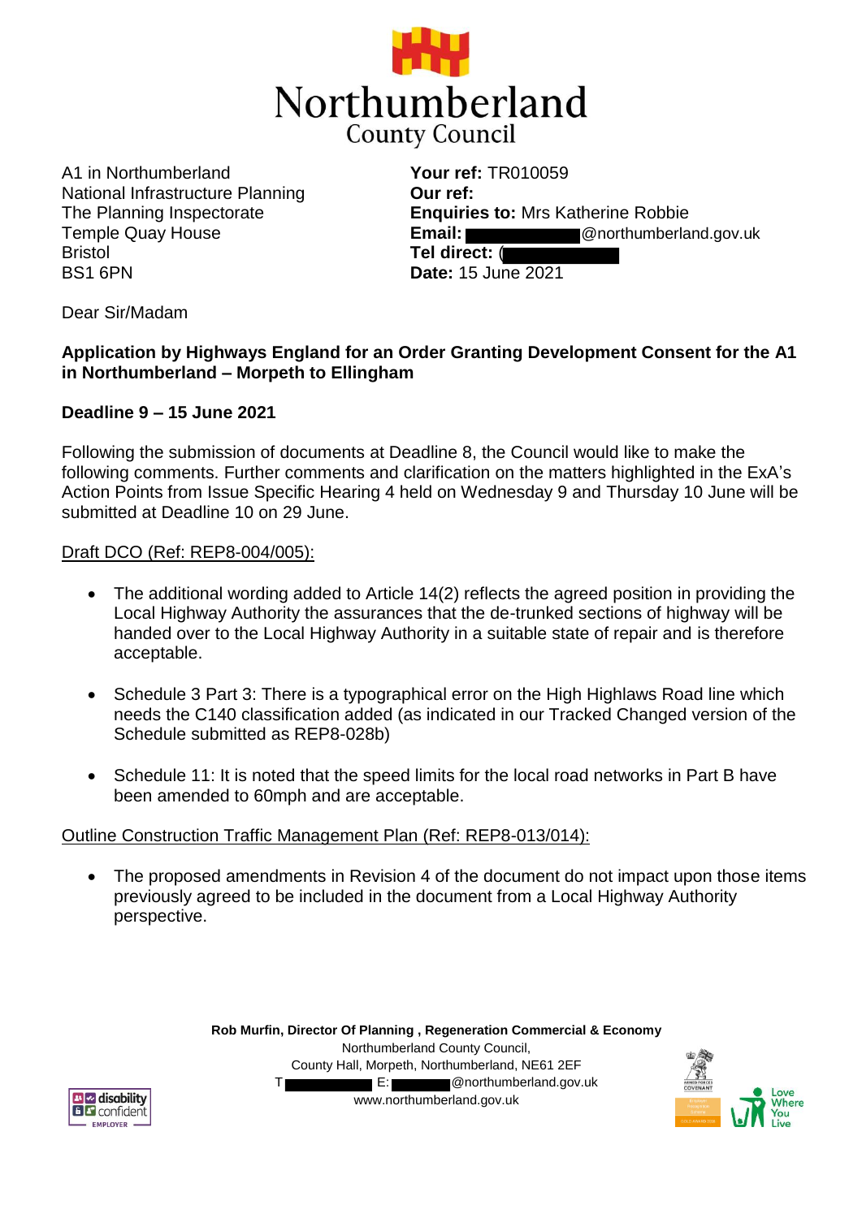# Northumberland County Council

A1 in Northumberland
National Infrastructure Planning
The Planning Inspectorate
Temple Quay House
Bristol
BS1 6PN

**Your ref:** TR010059
**Our ref:**
**Enquiries to:** Mrs Katherine Robbie
**Email:** @northumberland.gov.uk
**Tel direct:** (
**Date:** 15 June 2021

Dear Sir/Madam

**Application by Highways England for an Order Granting Development Consent for the A1 in Northumberland – Morpeth to Ellingham**

**Deadline 9 – 15 June 2021**

Following the submission of documents at Deadline 8, the Council would like to make the following comments. Further comments and clarification on the matters highlighted in the ExA's Action Points from Issue Specific Hearing 4 held on Wednesday 9 and Thursday 10 June will be submitted at Deadline 10 on 29 June.

<u>Draft DCO (Ref: REP8-004/005):</u>

- The additional wording added to Article 14(2) reflects the agreed position in providing the Local Highway Authority the assurances that the de-trunked sections of highway will be handed over to the Local Highway Authority in a suitable state of repair and is therefore acceptable.
- Schedule 3 Part 3: There is a typographical error on the High Highlaws Road line which needs the C140 classification added (as indicated in our Tracked Changed version of the Schedule submitted as REP8-028b)
- Schedule 11: It is noted that the speed limits for the local road networks in Part B have been amended to 60mph and are acceptable.

<u>Outline Construction Traffic Management Plan (Ref: REP8-013/014):</u>

- The proposed amendments in Revision 4 of the document do not impact upon those items previously agreed to be included in the document from a Local Highway Authority perspective.

**Rob Murfin, Director Of Planning , Regeneration Commercial & Economy**
Northumberland County Council,
County Hall, Morpeth, Northumberland, NE61 2EF
T E: @northumberland.gov.uk
www.northumberland.gov.uk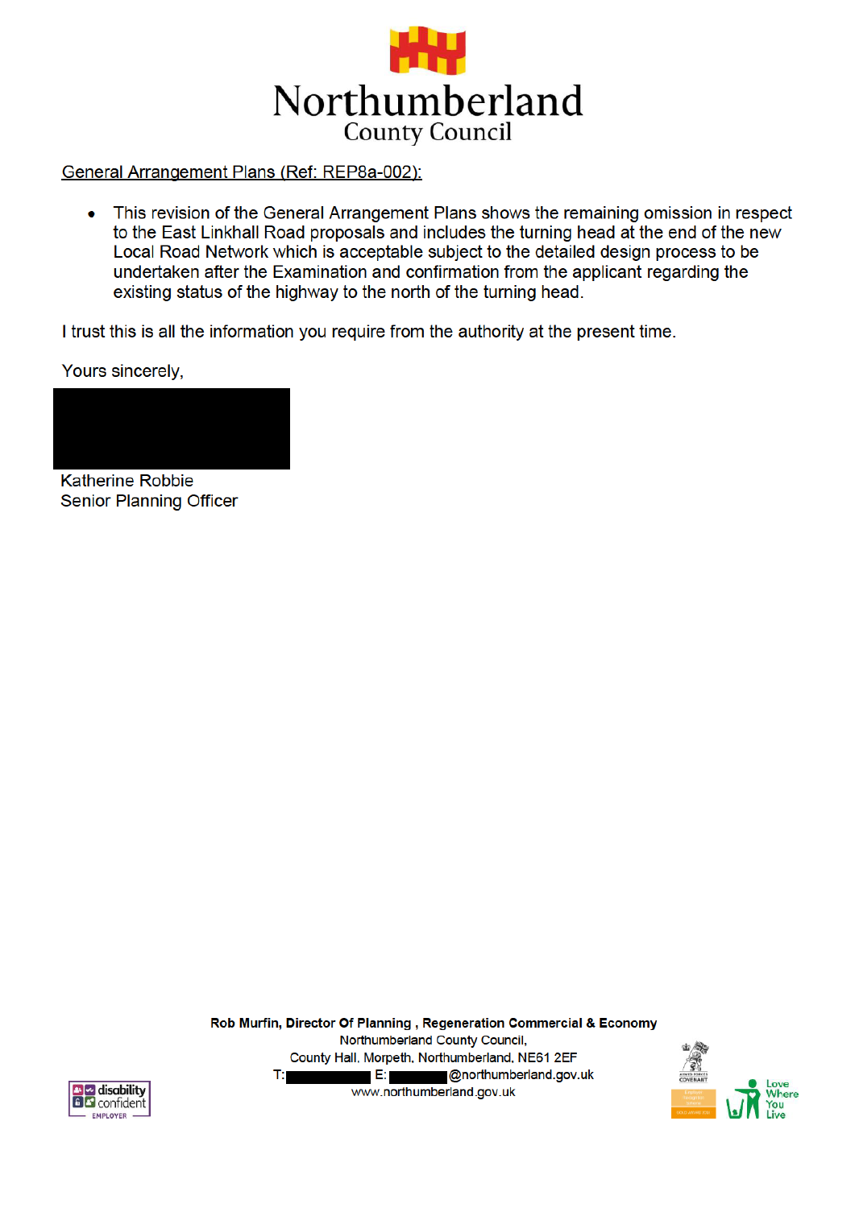Northumberland County Council

General Arrangement Plans (Ref: REP8a-002):

- This revision of the General Arrangement Plans shows the remaining omission in respect to the East Linkhall Road proposals and includes the turning head at the end of the new Local Road Network which is acceptable subject to the detailed design process to be undertaken after the Examination and confirmation from the applicant regarding the existing status of the highway to the north of the turning head.

I trust this is all the information you require from the authority at the present time.

Yours sincerely,

Katherine Robbie
Senior Planning Officer

**Rob Murfin, Director Of Planning , Regeneration Commercial & Economy**
Northumberland County Council,
County Hall, Morpeth, Northumberland, NE61 2EF
T: E: @northumberland.gov.uk
www.northumberland.gov.uk